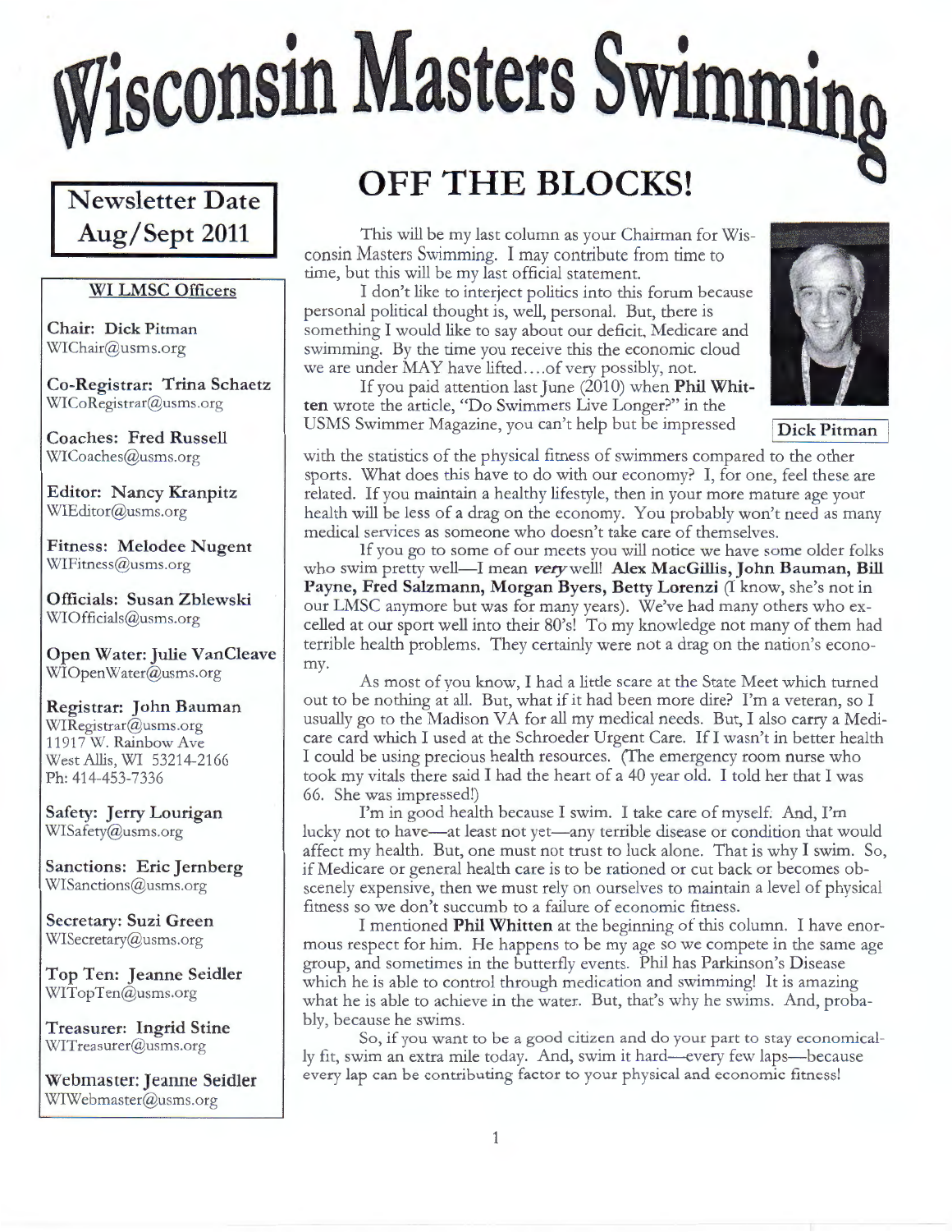# Wisconsin Masters Swimming

**Newsletter Date**
**Aug/Sept 2011**

### WI LMSC Officers

**Chair: Dick Pitman**
WIChair@usms.org

**Co-Registrar: Trina Schaetz**
WICoRegistrar@usms.org

**Coaches: Fred Russell**
WICoaches@usms.org

**Editor: Nancy Kranpitz**
WIEditor@usms.org

**Fitness: Melodee Nugent**
WIFitness@usms.org

**Officials: Susan Zblewski**
WIOfficials@usms.org

**Open Water: Julie VanCleave**
WIOpenWater@usms.org

**Registrar: John Bauman**
WIRegistrar@usms.org
11917 W. Rainbow Ave
West Allis, WI 53214-2166
Ph: 414-453-7336

**Safety: Jerry Lourigan**
WISafety@usms.org

**Sanctions: Eric Jernberg**
WISanctions@usms.org

**Secretary: Suzi Green**
WISecretary@usms.org

**Top Ten: Jeanne Seidler**
WITopTen@usms.org

**Treasurer: Ingrid Stine**
WITreasurer@usms.org

**Webmaster: Jeanne Seidler**
WIWebmaster@usms.org

## OFF THE BLOCKS!

This will be my last column as your Chairman for Wisconsin Masters Swimming. I may contribute from time to time, but this will be my last official statement.

I don't like to interject politics into this forum because personal political thought is, well, personal. But, there is something I would like to say about our deficit, Medicare and swimming. By the time you receive this the economic cloud we are under MAY have lifted....of very possibly, not.

If you paid attention last June (2010) when **Phil Whitten** wrote the article, "Do Swimmers Live Longer?" in the USMS Swimmer Magazine, you can't help but be impressed with the statistics of the physical fitness of swimmers compared to the other sports. What does this have to do with our economy? I, for one, feel these are related. If you maintain a healthy lifestyle, then in your more mature age your health will be less of a drag on the economy. You probably won't need as many medical services as someone who doesn't take care of themselves.

Dick Pitman

If you go to some of our meets you will notice we have some older folks who swim pretty well—I mean ***very*** well! **Alex MacGillis, John Bauman, Bill Payne, Fred Salzmann, Morgan Byers, Betty Lorenzi** (I know, she's not in our LMSC anymore but was for many years). We've had many others who excelled at our sport well into their 80's! To my knowledge not many of them had terrible health problems. They certainly were not a drag on the nation's economy.

As most of you know, I had a little scare at the State Meet which turned out to be nothing at all. But, what if it had been more dire? I'm a veteran, so I usually go to the Madison VA for all my medical needs. But, I also carry a Medicare card which I used at the Schroeder Urgent Care. If I wasn't in better health I could be using precious health resources. (The emergency room nurse who took my vitals there said I had the heart of a 40 year old. I told her that I was 66. She was impressed!)

I'm in good health because I swim. I take care of myself. And, I'm lucky not to have—at least not yet—any terrible disease or condition that would affect my health. But, one must not trust to luck alone. That is why I swim. So, if Medicare or general health care is to be rationed or cut back or becomes obscenely expensive, then we must rely on ourselves to maintain a level of physical fitness so we don't succumb to a failure of economic fitness.

I mentioned **Phil Whitten** at the beginning of this column. I have enormous respect for him. He happens to be my age so we compete in the same age group, and sometimes in the butterfly events. Phil has Parkinson's Disease which he is able to control through medication and swimming! It is amazing what he is able to achieve in the water. But, that's why he swims. And, probably, because he swims.

So, if you want to be a good citizen and do your part to stay economically fit, swim an extra mile today. And, swim it hard—every few laps—because every lap can be contributing factor to your physical and economic fitness!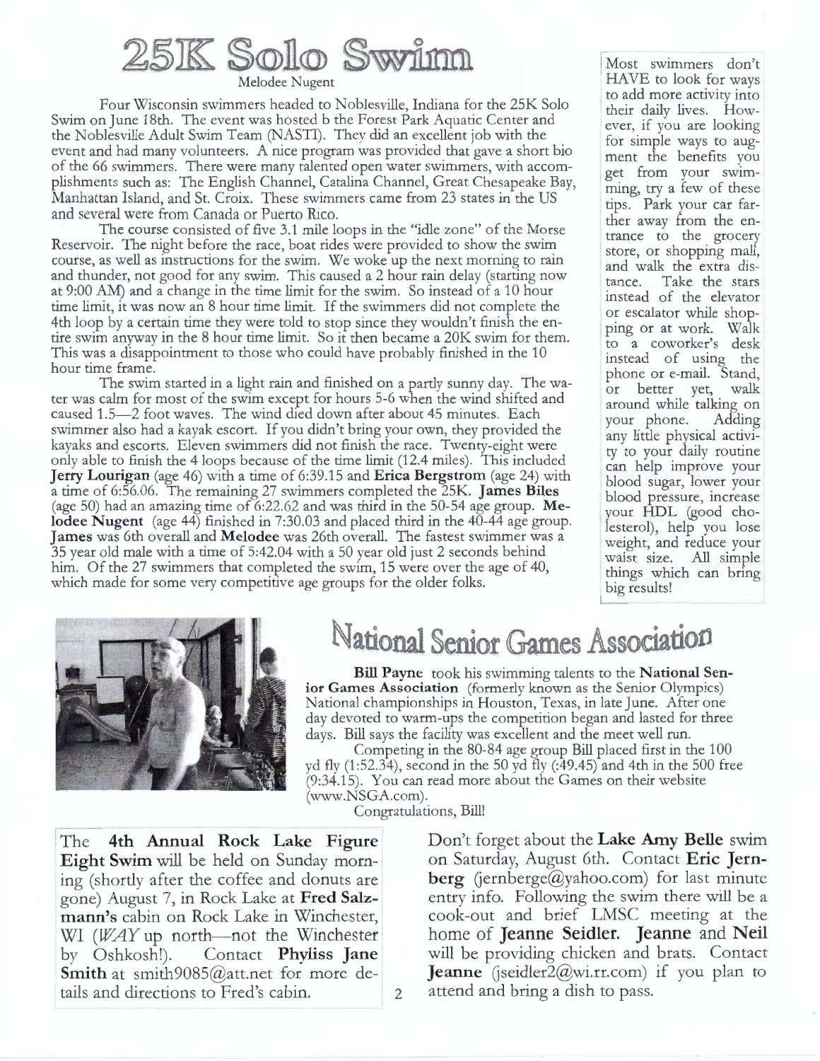# 25K Solo Swim

Melodee Nugent

Four Wisconsin swimmers headed to Noblesville, Indiana for the 25K Solo Swim on June 18th. The event was hosted b the Forest Park Aquatic Center and the Noblesville Adult Swim Team (NASTI). They did an excellent job with the event and had many volunteers. A nice program was provided that gave a short bio of the 66 swimmers. There were many talented open water swimmers, with accomplishments such as: The English Channel, Catalina Channel, Great Chesapeake Bay, Manhattan Island, and St. Croix. These swimmers came from 23 states in the US and several were from Canada or Puerto Rico.

The course consisted of five 3.1 mile loops in the "idle zone" of the Morse Reservoir. The night before the race, boat rides were provided to show the swim course, as well as instructions for the swim. We woke up the next morning to rain and thunder, not good for any swim. This caused a 2 hour rain delay (starting now at 9:00 AM) and a change in the time limit for the swim. So instead of a 10 hour time limit, it was now an 8 hour time limit. If the swimmers did not complete the 4th loop by a certain time they were told to stop since they wouldn't finish the entire swim anyway in the 8 hour time limit. So it then became a 20K swim for them. This was a disappointment to those who could have probably finished in the 10 hour time frame.

The swim started in a light rain and finished on a partly sunny day. The water was calm for most of the swim except for hours 5-6 when the wind shifted and caused 1.5—2 foot waves. The wind died down after about 45 minutes. Each swimmer also had a kayak escort. If you didn't bring your own, they provided the kayaks and escorts. Eleven swimmers did not finish the race. Twenty-eight were only able to finish the 4 loops because of the time limit (12.4 miles). This included **Jerry Lourigan** (age 46) with a time of 6:39.15 and **Erica Bergstrom** (age 24) with a time of 6:56.06. The remaining 27 swimmers completed the 25K. **James Biles** (age 50) had an amazing time of 6:22.62 and was third in the 50-54 age group. **Melodee Nugent** (age 44) finished in 7:30.03 and placed third in the 40-44 age group. **James** was 6th overall and **Melodee** was 26th overall. The fastest swimmer was a 35 year old male with a time of 5:42.04 with a 50 year old just 2 seconds behind him. Of the 27 swimmers that completed the swim, 15 were over the age of 40, which made for some very competitive age groups for the older folks.

Most swimmers don't HAVE to look for ways to add more activity into their daily lives. However, if you are looking for simple ways to augment the benefits you get from your swimming, try a few of these tips. Park your car farther away from the entrance to the grocery store, or shopping mall, and walk the extra distance. Take the stars instead of the elevator or escalator while shopping or at work. Walk to a coworker's desk instead of using the phone or e-mail. Stand, or better yet, walk around while talking on your phone. Adding any little physical activity to your daily routine can help improve your blood sugar, lower your blood pressure, increase your HDL (good cholesterol), help you lose weight, and reduce your waist size. All simple things which can bring big results!

# National Senior Games Association

**Bill Payne** took his swimming talents to the **National Senior Games Association** (formerly known as the Senior Olympics) National championships in Houston, Texas, in late June. After one day devoted to warm-ups the competition began and lasted for three days. Bill says the facility was excellent and the meet well run.

Competing in the 80-84 age group Bill placed first in the 100 yd fly (1:52.34), second in the 50 yd fly (:49.45) and 4th in the 500 free (9:34.15). You can read more about the Games on their website (www.NSGA.com).

Congratulations, Bill!

The **4th Annual Rock Lake Figure Eight Swim** will be held on Sunday morning (shortly after the coffee and donuts are gone) August 7, in Rock Lake at **Fred Salzmann's** cabin on Rock Lake in Winchester, WI (*WAY* up north—not the Winchester by Oshkosh!). Contact **Phyliss Jane Smith** at smith9085@att.net for more details and directions to Fred's cabin.

Don't forget about the **Lake Amy Belle** swim on Saturday, August 6th. Contact **Eric Jernberg** (jernberge@yahoo.com) for last minute entry info. Following the swim there will be a cook-out and brief LMSC meeting at the home of **Jeanne Seidler. Jeanne** and **Neil** will be providing chicken and brats. Contact **Jeanne** (jseidler2@wi.rr.com) if you plan to attend and bring a dish to pass.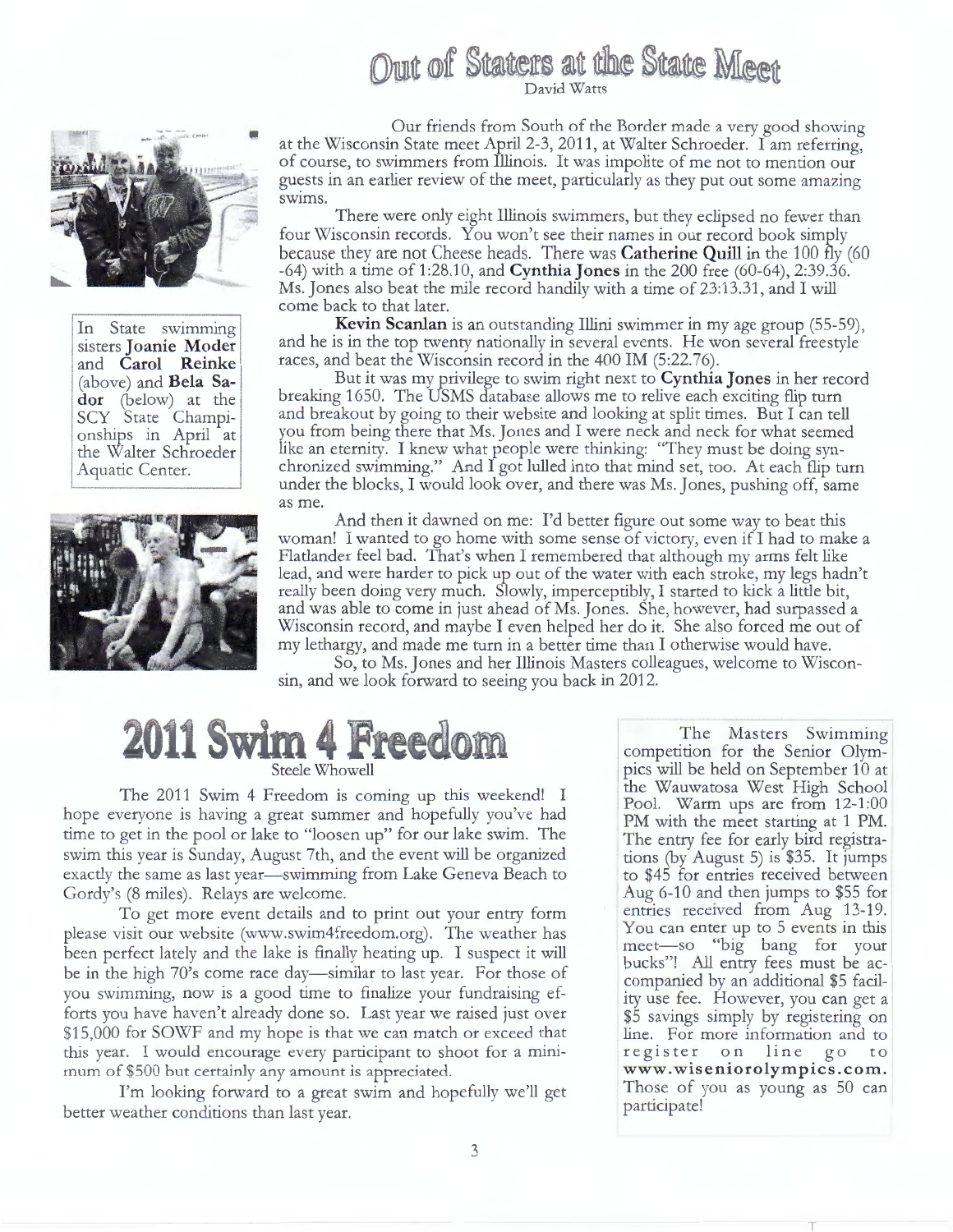# Out of Staters at the State Meet

David Watts

In State swimming sisters **Joanie Moder** and **Carol Reinke** (above) and **Bela Sador** (below) at the SCY State Championships in April at the Walter Schroeder Aquatic Center.

Our friends from South of the Border made a very good showing at the Wisconsin State meet April 2-3, 2011, at Walter Schroeder. I am referring, of course, to swimmers from Illinois. It was impolite of me not to mention our guests in an earlier review of the meet, particularly as they put out some amazing swims.

There were only eight Illinois swimmers, but they eclipsed no fewer than four Wisconsin records. You won't see their names in our record book simply because they are not Cheese heads. There was **Catherine Quill** in the 100 fly (60-64) with a time of 1:28.10, and **Cynthia Jones** in the 200 free (60-64), 2:39.36. Ms. Jones also beat the mile record handily with a time of 23:13.31, and I will come back to that later.

**Kevin Scanlan** is an outstanding Illini swimmer in my age group (55-59), and he is in the top twenty nationally in several events. He won several freestyle races, and beat the Wisconsin record in the 400 IM (5:22.76).

But it was my privilege to swim right next to **Cynthia Jones** in her record breaking 1650. The USMS database allows me to relive each exciting flip turn and breakout by going to their website and looking at split times. But I can tell you from being there that Ms. Jones and I were neck and neck for what seemed like an eternity. I knew what people were thinking: "They must be doing synchronized swimming." And I got lulled into that mind set, too. At each flip turn under the blocks, I would look over, and there was Ms. Jones, pushing off, same as me.

And then it dawned on me: I'd better figure out some way to beat this woman! I wanted to go home with some sense of victory, even if I had to make a Flatlander feel bad. That's when I remembered that although my arms felt like lead, and were harder to pick up out of the water with each stroke, my legs hadn't really been doing very much. Slowly, imperceptibly, I started to kick a little bit, and was able to come in just ahead of Ms. Jones. She, however, had surpassed a Wisconsin record, and maybe I even helped her do it. She also forced me out of my lethargy, and made me turn in a better time than I otherwise would have.

So, to Ms. Jones and her Illinois Masters colleagues, welcome to Wisconsin, and we look forward to seeing you back in 2012.

# 2011 Swim 4 Freedom

Steele Whowell

The 2011 Swim 4 Freedom is coming up this weekend! I hope everyone is having a great summer and hopefully you've had time to get in the pool or lake to "loosen up" for our lake swim. The swim this year is Sunday, August 7th, and the event will be organized exactly the same as last year—swimming from Lake Geneva Beach to Gordy's (8 miles). Relays are welcome.

To get more event details and to print out your entry form please visit our website (www.swim4freedom.org). The weather has been perfect lately and the lake is finally heating up. I suspect it will be in the high 70's come race day—similar to last year. For those of you swimming, now is a good time to finalize your fundraising efforts you have haven't already done so. Last year we raised just over $15,000 for SOWF and my hope is that we can match or exceed that this year. I would encourage every participant to shoot for a minimum of $500 but certainly any amount is appreciated.

I'm looking forward to a great swim and hopefully we'll get better weather conditions than last year.

The Masters Swimming competition for the Senior Olympics will be held on September 10 at the Wauwatosa West High School Pool. Warm ups are from 12-1:00 PM with the meet starting at 1 PM. The entry fee for early bird registrations (by August 5) is $35. It jumps to $45 for entries received between Aug 6-10 and then jumps to $55 for entries received from Aug 13-19. You can enter up to 5 events in this meet—so "big bang for your bucks"! All entry fees must be accompanied by an additional $5 facility use fee. However, you can get a $5 savings simply by registering on line. For more information and to register on line go to **www.wiseniorolympics.com.** Those of you as young as 50 can participate!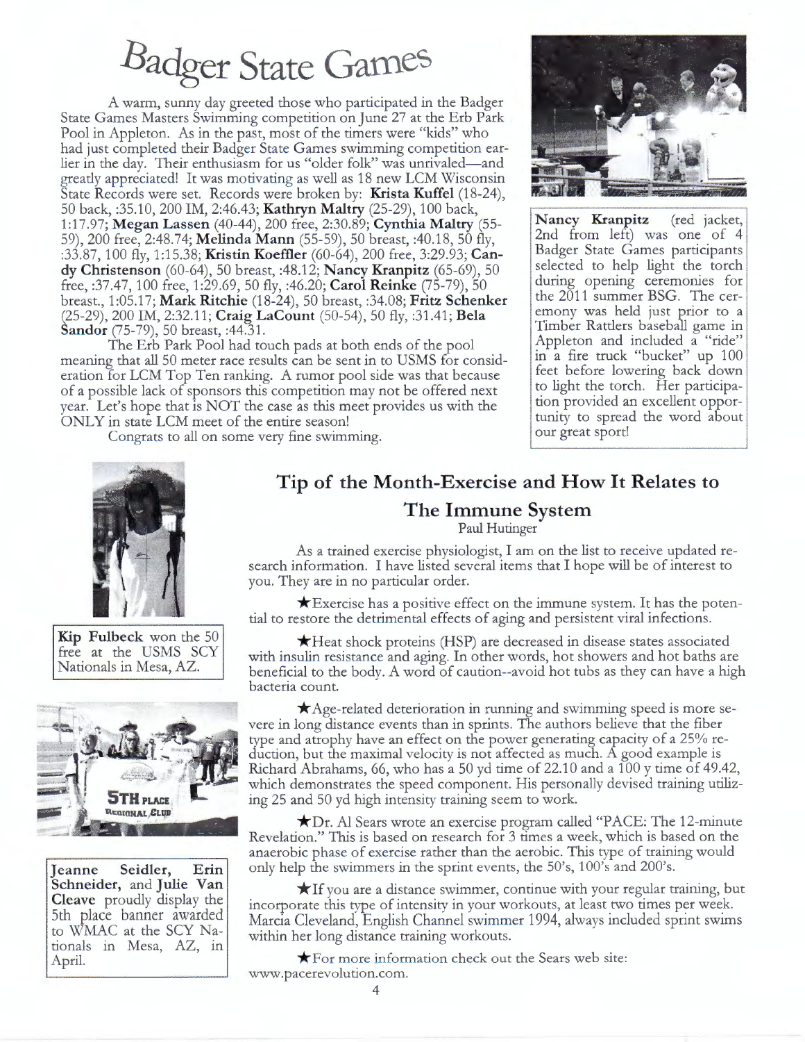# Badger State Games

A warm, sunny day greeted those who participated in the Badger State Games Masters Swimming competition on June 27 at the Erb Park Pool in Appleton. As in the past, most of the timers were "kids" who had just completed their Badger State Games swimming competition earlier in the day. Their enthusiasm for us "older folk" was unrivaled—and greatly appreciated! It was motivating as well as 18 new LCM Wisconsin State Records were set. Records were broken by: **Krista Kuffel** (18-24), 50 back, :35.10, 200 IM, 2:46.43; **Kathryn Maltry** (25-29), 100 back, 1:17.97; **Megan Lassen** (40-44), 200 free, 2:30.89; **Cynthia Maltry** (55-59), 200 free, 2:48.74; **Melinda Mann** (55-59), 50 breast, :40.18, 50 fly, :33.87, 100 fly, 1:15.38; **Kristin Koeffler** (60-64), 200 free, 3:29.93; **Candy Christenson** (60-64), 50 breast, :48.12; **Nancy Kranpitz** (65-69), 50 free, :37.47, 100 free, 1:29.69, 50 fly, :46.20; **Carol Reinke** (75-79), 50 breast., 1:05.17; **Mark Ritchie** (18-24), 50 breast, :34.08; **Fritz Schenker** (25-29), 200 IM, 2:32.11; **Craig LaCount** (50-54), 50 fly, :31.41; **Bela Sandor** (75-79), 50 breast, :44.31.

The Erb Park Pool had touch pads at both ends of the pool meaning that all 50 meter race results can be sent in to USMS for consideration for LCM Top Ten ranking. A rumor pool side was that because of a possible lack of sponsors this competition may not be offered next year. Let's hope that is NOT the case as this meet provides us with the ONLY in state LCM meet of the entire season!

Congrats to all on some very fine swimming.

**Nancy Kranpitz** (red jacket, 2nd from left) was one of 4 Badger State Games participants selected to help light the torch during opening ceremonies for the 2011 summer BSG. The ceremony was held just prior to a Timber Rattlers baseball game in Appleton and included a "ride" in a fire truck "bucket" up 100 feet before lowering back down to light the torch. Her participation provided an excellent opportunity to spread the word about our great sport!

**Kip Fulbeck** won the 50 free at the USMS SCY Nationals in Mesa, AZ.

**Jeanne Seidler, Erin Schneider,** and **Julie Van Cleave** proudly display the 5th place banner awarded to WMAC at the SCY Nationals in Mesa, AZ, in April.

## Tip of the Month-Exercise and How It Relates to The Immune System

Paul Hutinger

As a trained exercise physiologist, I am on the list to receive updated research information. I have listed several items that I hope will be of interest to you. They are in no particular order.

★Exercise has a positive effect on the immune system. It has the potential to restore the detrimental effects of aging and persistent viral infections.

★Heat shock proteins (HSP) are decreased in disease states associated with insulin resistance and aging. In other words, hot showers and hot baths are beneficial to the body. A word of caution--avoid hot tubs as they can have a high bacteria count.

★Age-related deterioration in running and swimming speed is more severe in long distance events than in sprints. The authors believe that the fiber type and atrophy have an effect on the power generating capacity of a 25% reduction, but the maximal velocity is not affected as much. A good example is Richard Abrahams, 66, who has a 50 yd time of 22.10 and a 100 y time of 49.42, which demonstrates the speed component. His personally devised training utilizing 25 and 50 yd high intensity training seem to work.

★Dr. Al Sears wrote an exercise program called "PACE: The 12-minute Revelation." This is based on research for 3 times a week, which is based on the anaerobic phase of exercise rather than the aerobic. This type of training would only help the swimmers in the sprint events, the 50's, 100's and 200's.

★If you are a distance swimmer, continue with your regular training, but incorporate this type of intensity in your workouts, at least two times per week. Marcia Cleveland, English Channel swimmer 1994, always included sprint swims within her long distance training workouts.

★For more information check out the Sears web site: www.pacerevolution.com.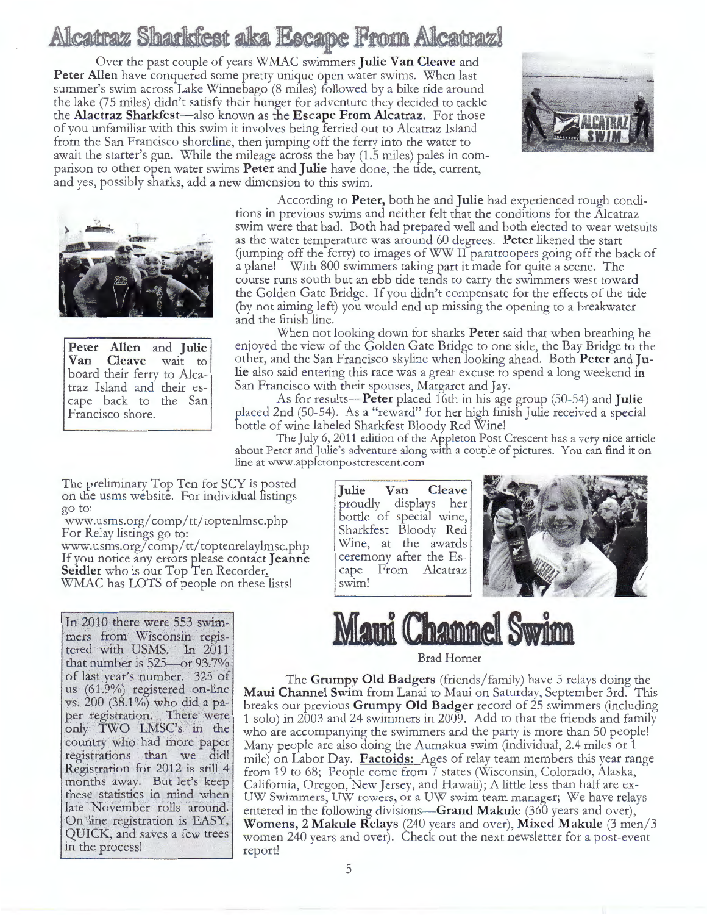# Alcatraz Sharkfest aka Escape From Alcatraz!

Over the past couple of years WMAC swimmers **Julie Van Cleave** and **Peter Allen** have conquered some pretty unique open water swims. When last summer's swim across Lake Winnebago (8 miles) followed by a bike ride around the lake (75 miles) didn't satisfy their hunger for adventure they decided to tackle the **Alactraz Sharkfest—**also known as the **Escape From Alcatraz.** For those of you unfamiliar with this swim it involves being ferried out to Alcatraz Island from the San Francisco shoreline, then jumping off the ferry into the water to await the starter's gun. While the mileage across the bay (1.5 miles) pales in comparison to other open water swims **Peter** and **Julie** have done, the tide, current, and yes, possibly sharks, add a new dimension to this swim.

**Peter Allen** and **Julie Van Cleave** wait to board their ferry to Alcatraz Island and their escape back to the San Francisco shore.

According to **Peter,** both he and **Julie** had experienced rough conditions in previous swims and neither felt that the conditions for the Alcatraz swim were that bad. Both had prepared well and both elected to wear wetsuits as the water temperature was around 60 degrees. **Peter** likened the start (jumping off the ferry) to images of WW II paratroopers going off the back of a plane! With 800 swimmers taking part it made for quite a scene. The course runs south but an ebb tide tends to carry the swimmers west toward the Golden Gate Bridge. If you didn't compensate for the effects of the tide (by not aiming left) you would end up missing the opening to a breakwater and the finish line.

When not looking down for sharks **Peter** said that when breathing he enjoyed the view of the Golden Gate Bridge to one side, the Bay Bridge to the other, and the San Francisco skyline when looking ahead. Both **Peter** and **Julie** also said entering this race was a great excuse to spend a long weekend in San Francisco with their spouses, Margaret and Jay.

As for results—**Peter** placed 16th in his age group (50-54) and **Julie** placed 2nd (50-54). As a "reward" for her high finish Julie received a special bottle of wine labeled Sharkfest Bloody Red Wine!

The July 6, 2011 edition of the Appleton Post Crescent has a very nice article about Peter and Julie's adventure along with a couple of pictures. You can find it on line at www.appletonpostcrescent.com

**Julie Van Cleave** proudly displays her bottle of special wine, Sharkfest Bloody Red Wine, at the awards ceremony after the Escape From Alcatraz swim!

The preliminary Top Ten for SCY is posted on the usms website. For individual listings go to:
www.usms.org/comp/tt/toptenlmsc.php
For Relay listings go to:
www.usms.org/comp/tt/toptenrelaylmsc.php
If you notice any errors please contact **Jeanne Seidler** who is our Top Ten Recorder.
WMAC has LOTS of people on these lists!

In 2010 there were 553 swimmers from Wisconsin registered with USMS. In 2011 that number is 525—or 93.7% of last year's number. 325 of us (61.9%) registered on-line vs. 200 (38.1%) who did a paper registration. There were only TWO LMSC's in the country who had more paper registrations than we did! Registration for 2012 is still 4 months away. But let's keep these statistics in mind when late November rolls around. On line registration is EASY, QUICK, and saves a few trees in the process!

# Maui Channel Swim

Brad Horner

The **Grumpy Old Badgers** (friends/family) have 5 relays doing the **Maui Channel Swim** from Lanai to Maui on Saturday, September 3rd. This breaks our previous **Grumpy Old Badger** record of 25 swimmers (including 1 solo) in 2003 and 24 swimmers in 2009. Add to that the friends and family who are accompanying the swimmers and the party is more than 50 people! Many people are also doing the Aumakua swim (individual, 2.4 miles or 1 mile) on Labor Day. **Factoids:** Ages of relay team members this year range from 19 to 68; People come from 7 states (Wisconsin, Colorado, Alaska, California, Oregon, New Jersey, and Hawaii); A little less than half are ex-UW Swimmers, UW rowers, or a UW swim team manager; We have relays entered in the following divisions—**Grand Makule** (360 years and over), **Womens, 2 Makule Relays** (240 years and over), **Mixed Makule** (3 men/3 women 240 years and over). Check out the next newsletter for a post-event report!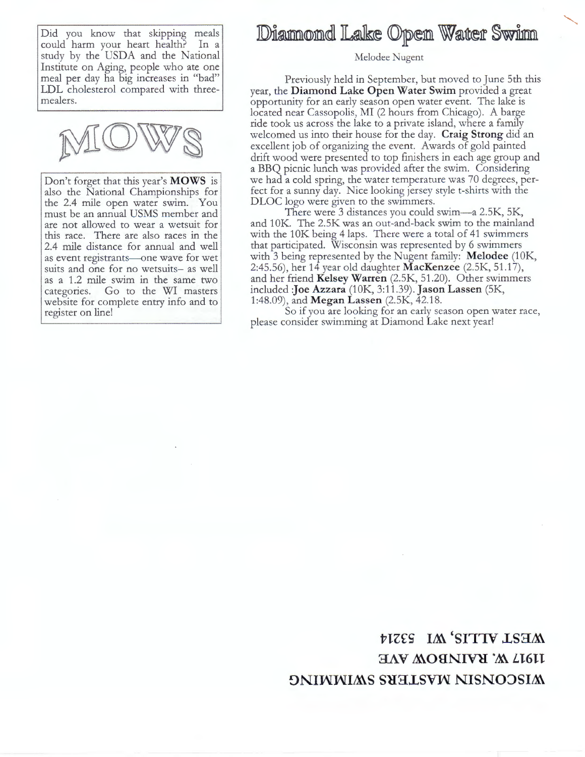Did you know that skipping meals could harm your heart health? In a study by the USDA and the National Institute on Aging, people who ate one meal per day ha big increases in "bad" LDL cholesterol compared with three-mealers.

# MOWS

Don't forget that this year's **MOWS** is also the National Championships for the 2.4 mile open water swim. You must be an annual USMS member and are not allowed to wear a wetsuit for this race. There are also races in the 2.4 mile distance for annual and well as event registrants—one wave for wet suits and one for no wetsuits– as well as a 1.2 mile swim in the same two categories. Go to the WI masters website for complete entry info and to register on line!

# Diamond Lake Open Water Swim

Melodee Nugent

Previously held in September, but moved to June 5th this year, the **Diamond Lake Open Water Swim** provided a great opportunity for an early season open water event. The lake is located near Cassopolis, MI (2 hours from Chicago). A barge ride took us across the lake to a private island, where a family welcomed us into their house for the day. **Craig Strong** did an excellent job of organizing the event. Awards of gold painted drift wood were presented to top finishers in each age group and a BBQ picnic lunch was provided after the swim. Considering we had a cold spring, the water temperature was 70 degrees, perfect for a sunny day. Nice looking jersey style t-shirts with the DLOC logo were given to the swimmers.

There were 3 distances you could swim—a 2.5K, 5K, and 10K. The 2.5K was an out-and-back swim to the mainland with the 10K being 4 laps. There were a total of 41 swimmers that participated. Wisconsin was represented by 6 swimmers with 3 being represented by the Nugent family: **Melodee** (10K, 2:45.56), her 14 year old daughter **MacKenzee** (2.5K, 51.17), and her friend **Kelsey Warren** (2.5K, 51.20). Other swimmers included :**Joe Azzara** (10K, 3:11.39). **Jason Lassen** (5K, 1:48.09), and **Megan Lassen** (2.5K, 42.18.

So if you are looking for an early season open water race, please consider swimming at Diamond Lake next year!

WISCONSIN MASTERS SWIMMING
11917 W. RAINBOW AVE
WEST ALLIS, WI 53214